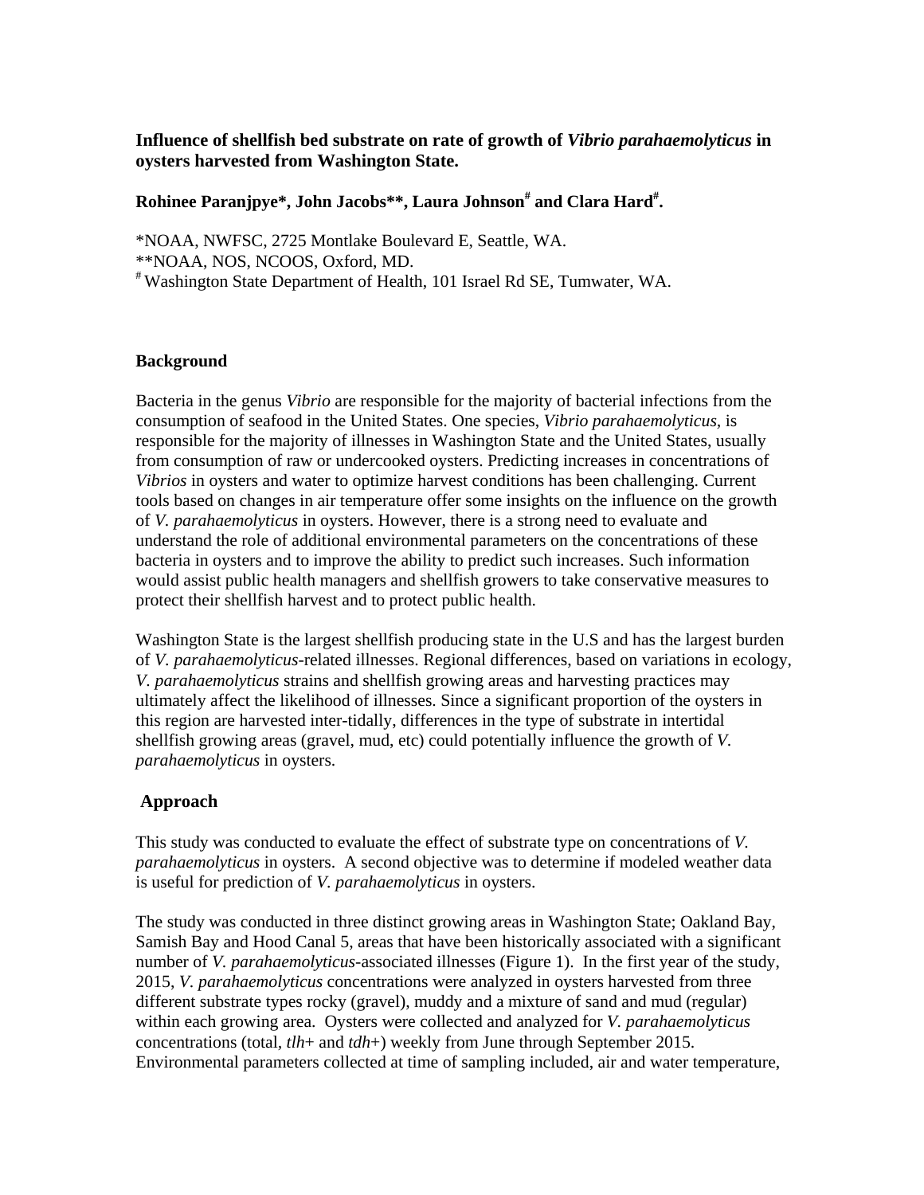# **Influence of shellfish bed substrate on rate of growth of *Vibrio parahaemolyticus* in oysters harvested from Washington State.**

**Rohinee Paranjpye\*, John Jacobs\*\*, Laura Johnson[#] and Clara Hard[#].**

\*NOAA, NWFSC, 2725 Montlake Boulevard E, Seattle, WA.
\*\*NOAA, NOS, NCOOS, Oxford, MD.
[#] Washington State Department of Health, 101 Israel Rd SE, Tumwater, WA.

## **Background**

Bacteria in the genus *Vibrio* are responsible for the majority of bacterial infections from the consumption of seafood in the United States. One species, *Vibrio parahaemolyticus,* is responsible for the majority of illnesses in Washington State and the United States, usually from consumption of raw or undercooked oysters. Predicting increases in concentrations of *Vibrios* in oysters and water to optimize harvest conditions has been challenging. Current tools based on changes in air temperature offer some insights on the influence on the growth of *V. parahaemolyticus* in oysters. However, there is a strong need to evaluate and understand the role of additional environmental parameters on the concentrations of these bacteria in oysters and to improve the ability to predict such increases. Such information would assist public health managers and shellfish growers to take conservative measures to protect their shellfish harvest and to protect public health.

Washington State is the largest shellfish producing state in the U.S and has the largest burden of *V. parahaemolyticus*-related illnesses. Regional differences, based on variations in ecology, *V. parahaemolyticus* strains and shellfish growing areas and harvesting practices may ultimately affect the likelihood of illnesses. Since a significant proportion of the oysters in this region are harvested inter-tidally, differences in the type of substrate in intertidal shellfish growing areas (gravel, mud, etc) could potentially influence the growth of *V. parahaemolyticus* in oysters.

## **Approach**

This study was conducted to evaluate the effect of substrate type on concentrations of *V. parahaemolyticus* in oysters. A second objective was to determine if modeled weather data is useful for prediction of *V. parahaemolyticus* in oysters.

The study was conducted in three distinct growing areas in Washington State; Oakland Bay, Samish Bay and Hood Canal 5, areas that have been historically associated with a significant number of *V. parahaemolyticus*-associated illnesses (Figure 1). In the first year of the study, 2015, *V. parahaemolyticus* concentrations were analyzed in oysters harvested from three different substrate types rocky (gravel), muddy and a mixture of sand and mud (regular) within each growing area. Oysters were collected and analyzed for *V. parahaemolyticus* concentrations (total, *tlh*+ and *tdh*+) weekly from June through September 2015. Environmental parameters collected at time of sampling included, air and water temperature,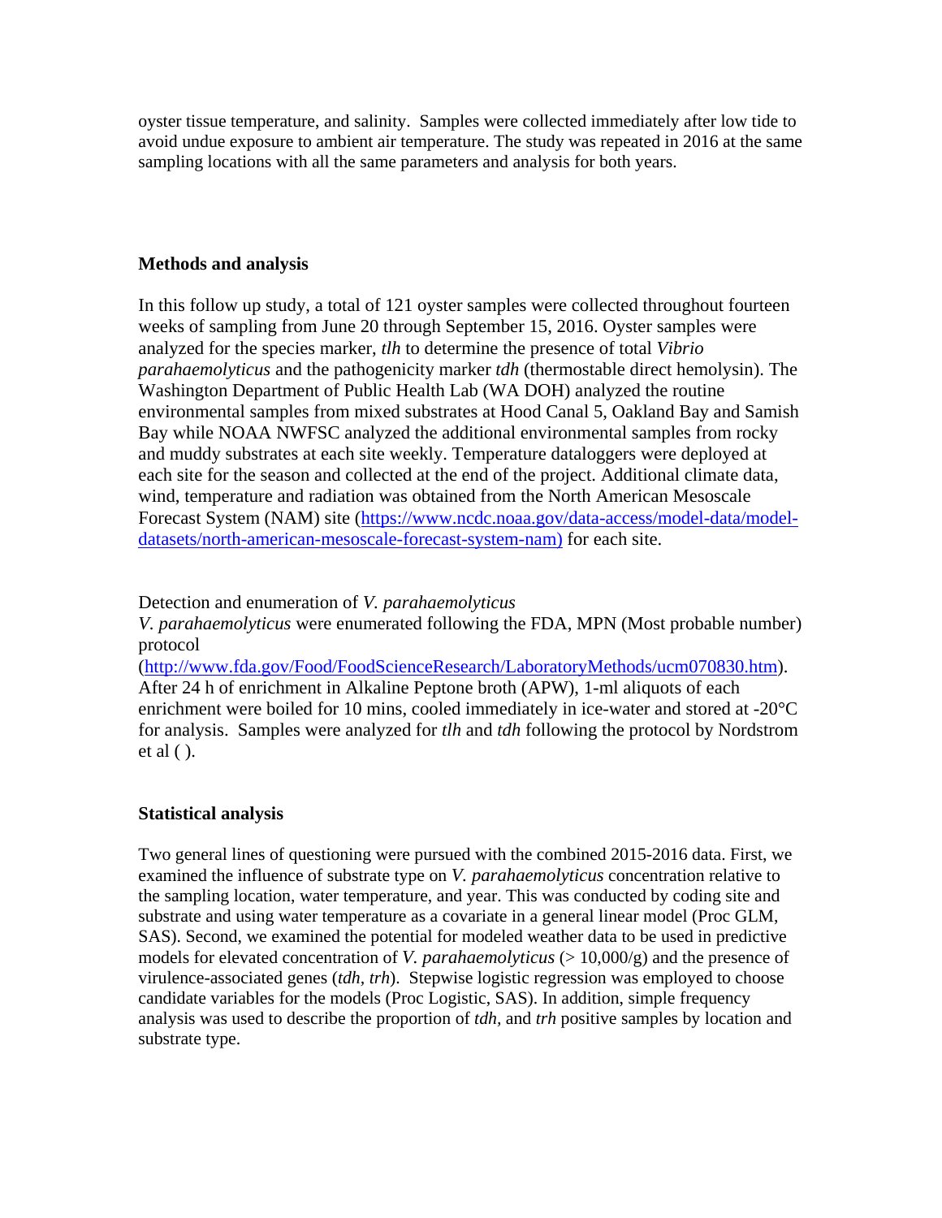oyster tissue temperature, and salinity. Samples were collected immediately after low tide to avoid undue exposure to ambient air temperature. The study was repeated in 2016 at the same sampling locations with all the same parameters and analysis for both years.

**Methods and analysis**

In this follow up study, a total of 121 oyster samples were collected throughout fourteen weeks of sampling from June 20 through September 15, 2016. Oyster samples were analyzed for the species marker, *tlh* to determine the presence of total *Vibrio parahaemolyticus* and the pathogenicity marker *tdh* (thermostable direct hemolysin). The Washington Department of Public Health Lab (WA DOH) analyzed the routine environmental samples from mixed substrates at Hood Canal 5, Oakland Bay and Samish Bay while NOAA NWFSC analyzed the additional environmental samples from rocky and muddy substrates at each site weekly. Temperature dataloggers were deployed at each site for the season and collected at the end of the project. Additional climate data, wind, temperature and radiation was obtained from the North American Mesoscale Forecast System (NAM) site (https://www.ncdc.noaa.gov/data-access/model-data/model-datasets/north-american-mesoscale-forecast-system-nam) for each site.

Detection and enumeration of *V. parahaemolyticus*

*V. parahaemolyticus* were enumerated following the FDA, MPN (Most probable number) protocol (http://www.fda.gov/Food/FoodScienceResearch/LaboratoryMethods/ucm070830.htm). After 24 h of enrichment in Alkaline Peptone broth (APW), 1-ml aliquots of each enrichment were boiled for 10 mins, cooled immediately in ice-water and stored at -20°C for analysis. Samples were analyzed for *tlh* and *tdh* following the protocol by Nordstrom et al ( ).

**Statistical analysis**

Two general lines of questioning were pursued with the combined 2015-2016 data. First, we examined the influence of substrate type on *V. parahaemolyticus* concentration relative to the sampling location, water temperature, and year. This was conducted by coding site and substrate and using water temperature as a covariate in a general linear model (Proc GLM, SAS). Second, we examined the potential for modeled weather data to be used in predictive models for elevated concentration of *V. parahaemolyticus* (> 10,000/g) and the presence of virulence-associated genes (*tdh, trh*). Stepwise logistic regression was employed to choose candidate variables for the models (Proc Logistic, SAS). In addition, simple frequency analysis was used to describe the proportion of *tdh*, and *trh* positive samples by location and substrate type.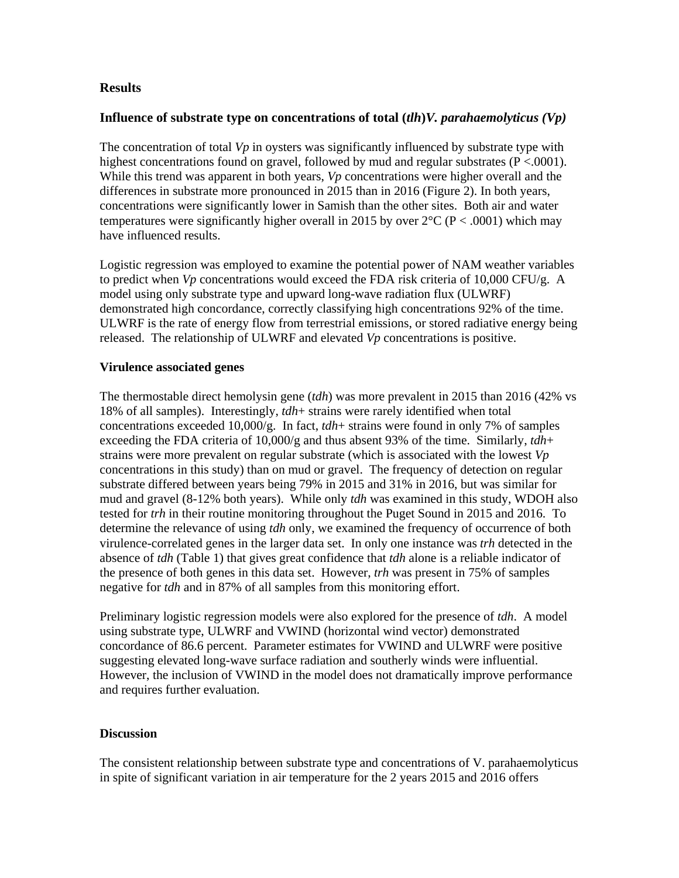**Results**

**Influence of substrate type on concentrations of total (*tlh*)*V. parahaemolyticus (Vp)***

The concentration of total *Vp* in oysters was significantly influenced by substrate type with highest concentrations found on gravel, followed by mud and regular substrates ($P < .0001$). While this trend was apparent in both years, *Vp* concentrations were higher overall and the differences in substrate more pronounced in 2015 than in 2016 (Figure 2). In both years, concentrations were significantly lower in Samish than the other sites. Both air and water temperatures were significantly higher overall in 2015 by over 2°C ($P < .0001$) which may have influenced results.

Logistic regression was employed to examine the potential power of NAM weather variables to predict when *Vp* concentrations would exceed the FDA risk criteria of 10,000 CFU/g. A model using only substrate type and upward long-wave radiation flux (ULWRF) demonstrated high concordance, correctly classifying high concentrations 92% of the time. ULWRF is the rate of energy flow from terrestrial emissions, or stored radiative energy being released. The relationship of ULWRF and elevated *Vp* concentrations is positive.

**Virulence associated genes**

The thermostable direct hemolysin gene (*tdh*) was more prevalent in 2015 than 2016 (42% vs 18% of all samples). Interestingly, *tdh*+ strains were rarely identified when total concentrations exceeded 10,000/g. In fact, *tdh*+ strains were found in only 7% of samples exceeding the FDA criteria of 10,000/g and thus absent 93% of the time. Similarly, *tdh*+ strains were more prevalent on regular substrate (which is associated with the lowest *Vp* concentrations in this study) than on mud or gravel. The frequency of detection on regular substrate differed between years being 79% in 2015 and 31% in 2016, but was similar for mud and gravel (8-12% both years). While only *tdh* was examined in this study, WDOH also tested for *trh* in their routine monitoring throughout the Puget Sound in 2015 and 2016. To determine the relevance of using *tdh* only, we examined the frequency of occurrence of both virulence-correlated genes in the larger data set. In only one instance was *trh* detected in the absence of *tdh* (Table 1) that gives great confidence that *tdh* alone is a reliable indicator of the presence of both genes in this data set. However, *trh* was present in 75% of samples negative for *tdh* and in 87% of all samples from this monitoring effort.

Preliminary logistic regression models were also explored for the presence of *tdh*. A model using substrate type, ULWRF and VWIND (horizontal wind vector) demonstrated concordance of 86.6 percent. Parameter estimates for VWIND and ULWRF were positive suggesting elevated long-wave surface radiation and southerly winds were influential. However, the inclusion of VWIND in the model does not dramatically improve performance and requires further evaluation.

**Discussion**

The consistent relationship between substrate type and concentrations of V. parahaemolyticus in spite of significant variation in air temperature for the 2 years 2015 and 2016 offers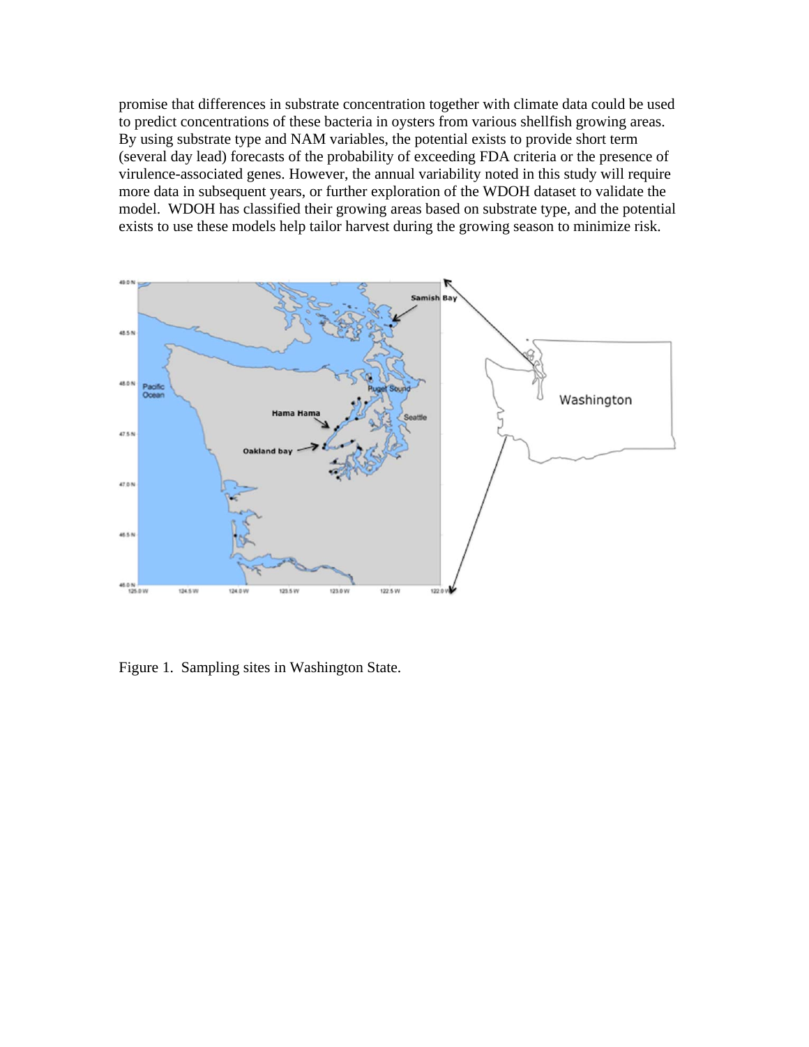promise that differences in substrate concentration together with climate data could be used to predict concentrations of these bacteria in oysters from various shellfish growing areas. By using substrate type and NAM variables, the potential exists to provide short term (several day lead) forecasts of the probability of exceeding FDA criteria or the presence of virulence-associated genes. However, the annual variability noted in this study will require more data in subsequent years, or further exploration of the WDOH dataset to validate the model. WDOH has classified their growing areas based on substrate type, and the potential exists to use these models help tailor harvest during the growing season to minimize risk.

Figure 1. Sampling sites in Washington State.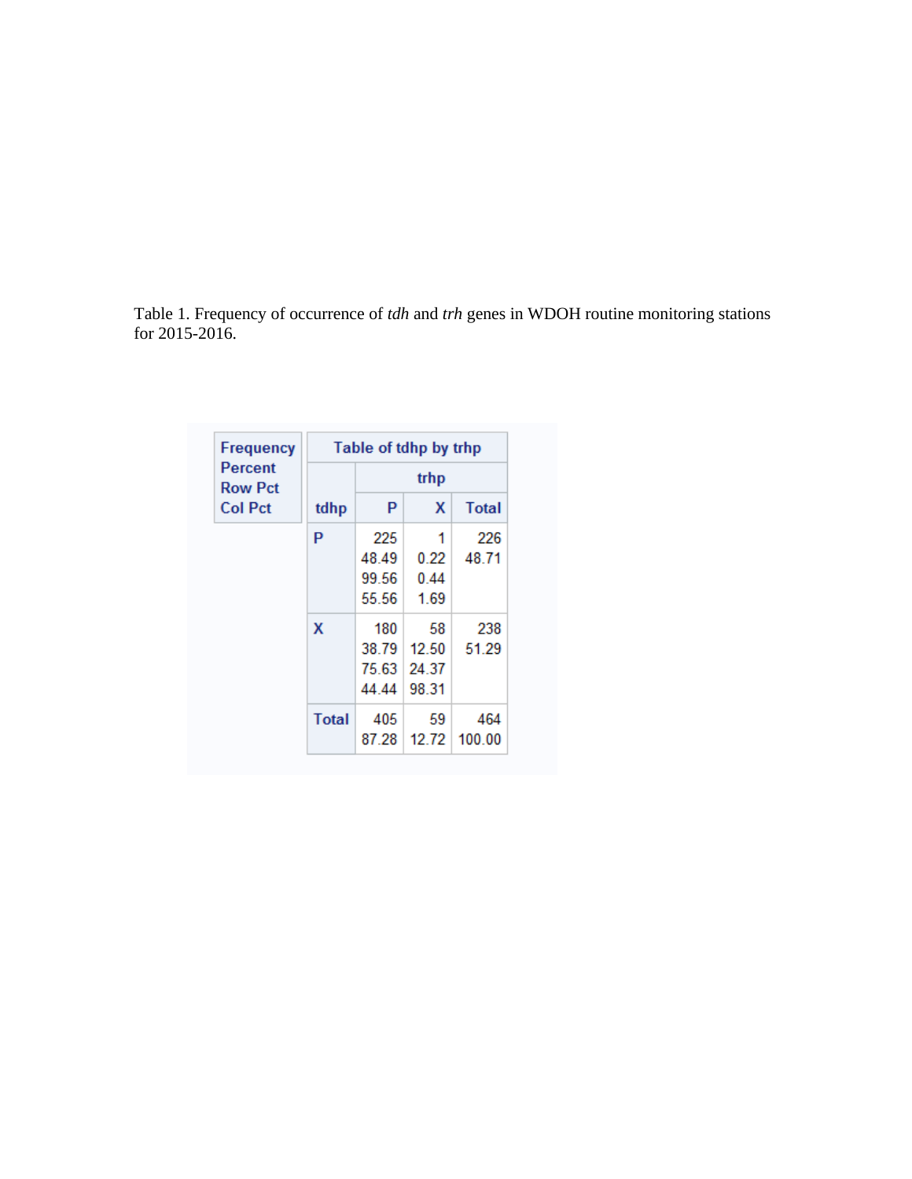Table 1. Frequency of occurrence of *tdh* and *trh* genes in WDOH routine monitoring stations for 2015-2016.

| Frequency<br>Percent<br>Row Pct<br>Col Pct | Table of tdhp by trhp | | |
|---|---|---|---|
| | trhp | | |
| tdhp | P | X | Total |
| P | 225<br>48.49<br>99.56<br>55.56 | 1<br>0.22<br>0.44<br>1.69 | 226<br>48.71 |
| X | 180<br>38.79<br>75.63<br>44.44 | 58<br>12.50<br>24.37<br>98.31 | 238<br>51.29 |
| Total | 405<br>87.28 | 59<br>12.72 | 464<br>100.00 |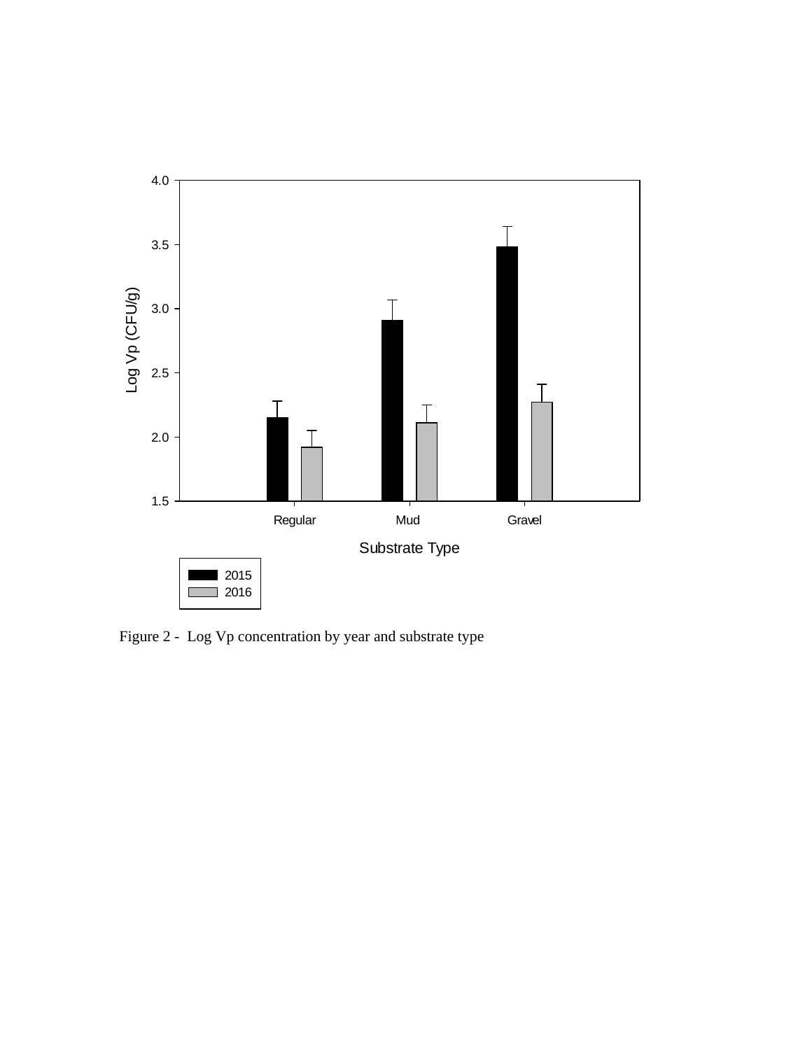4.0

3.5

3.0

2.5

2.0

1.5

Log Vp (CFU/g)

Regular

Mud

Gravel

Substrate Type

2015

2016

Figure 2 - Log Vp concentration by year and substrate type